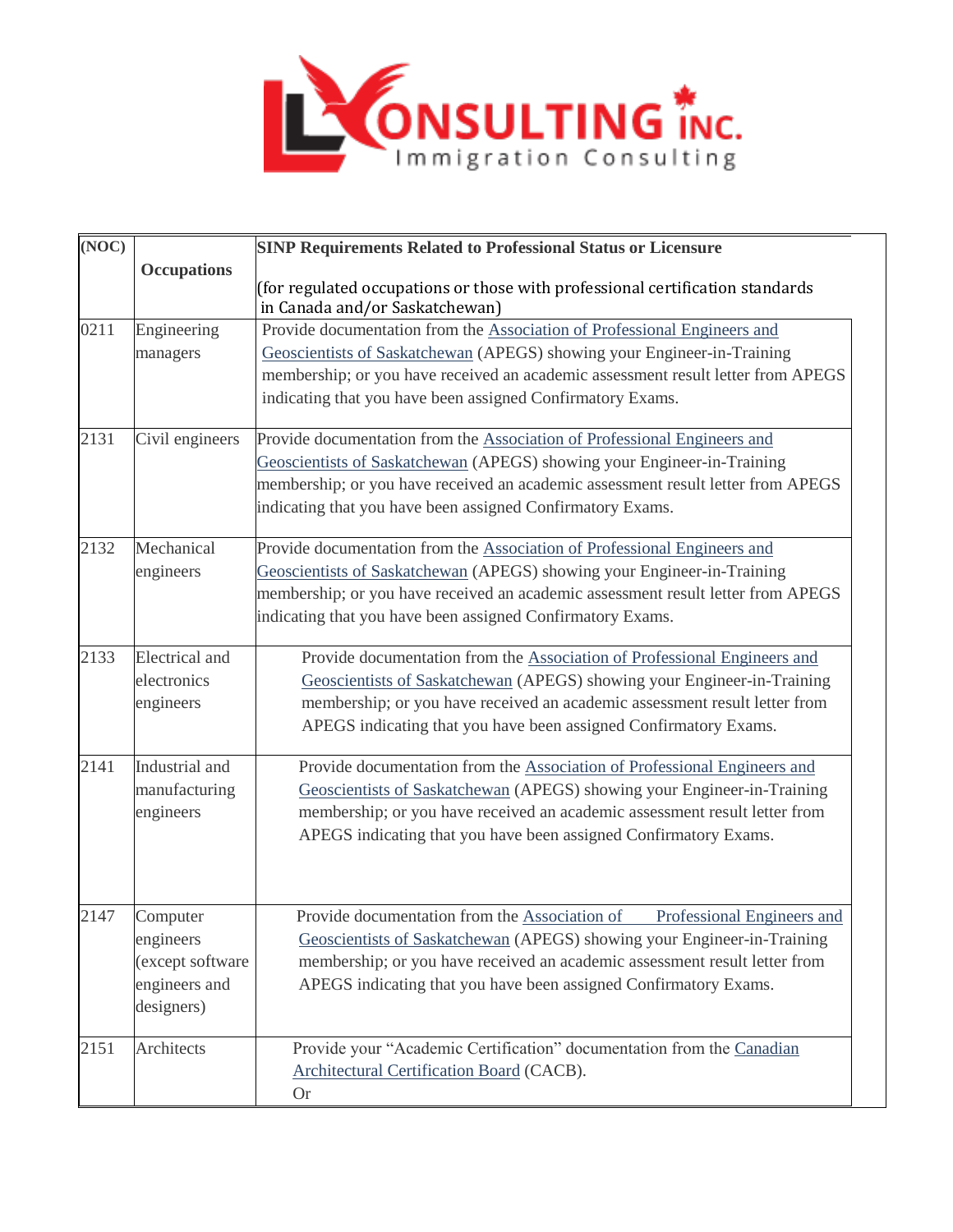| (NOC) | Occupations | SINP Requirements Related to Professional Status or Licensure (for regulated occupations or those with professional certification standards in Canada and/or Saskatchewan) |
|---|---|---|
| 0211 | Engineering managers | Provide documentation from the Association of Professional Engineers and Geoscientists of Saskatchewan (APEGS) showing your Engineer-in-Training membership; or you have received an academic assessment result letter from APEGS indicating that you have been assigned Confirmatory Exams. |
| 2131 | Civil engineers | Provide documentation from the Association of Professional Engineers and Geoscientists of Saskatchewan (APEGS) showing your Engineer-in-Training membership; or you have received an academic assessment result letter from APEGS indicating that you have been assigned Confirmatory Exams. |
| 2132 | Mechanical engineers | Provide documentation from the Association of Professional Engineers and Geoscientists of Saskatchewan (APEGS) showing your Engineer-in-Training membership; or you have received an academic assessment result letter from APEGS indicating that you have been assigned Confirmatory Exams. |
| 2133 | Electrical and electronics engineers | Provide documentation from the Association of Professional Engineers and Geoscientists of Saskatchewan (APEGS) showing your Engineer-in-Training membership; or you have received an academic assessment result letter from APEGS indicating that you have been assigned Confirmatory Exams. |
| 2141 | Industrial and manufacturing engineers | Provide documentation from the Association of Professional Engineers and Geoscientists of Saskatchewan (APEGS) showing your Engineer-in-Training membership; or you have received an academic assessment result letter from APEGS indicating that you have been assigned Confirmatory Exams. |
| 2147 | Computer engineers (except software engineers and designers) | Provide documentation from the Association of Professional Engineers and Geoscientists of Saskatchewan (APEGS) showing your Engineer-in-Training membership; or you have received an academic assessment result letter from APEGS indicating that you have been assigned Confirmatory Exams. |
| 2151 | Architects | Provide your "Academic Certification" documentation from the Canadian Architectural Certification Board (CACB). Or |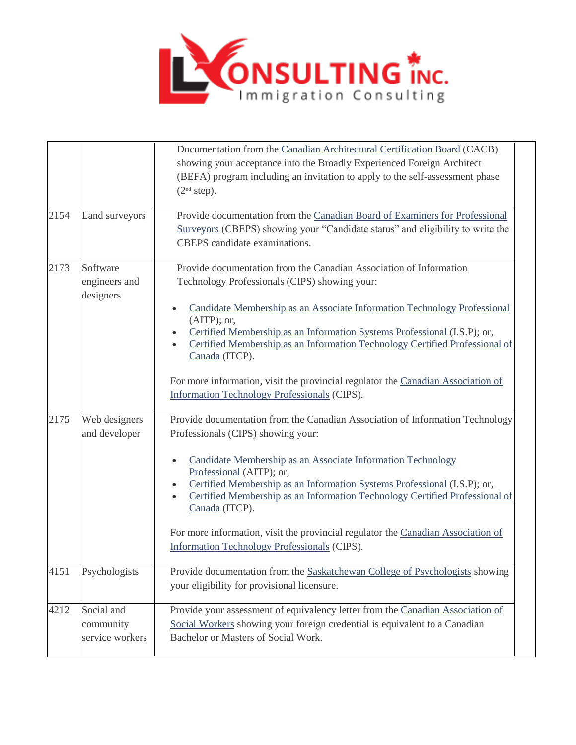| | | |
|---|---|---|
| | | Documentation from the Canadian Architectural Certification Board (CACB) showing your acceptance into the Broadly Experienced Foreign Architect (BEFA) program including an invitation to apply to the self-assessment phase (2nd step). |
| 2154 | Land surveyors | Provide documentation from the Canadian Board of Examiners for Professional Surveyors (CBEPS) showing your "Candidate status" and eligibility to write the CBEPS candidate examinations. |
| 2173 | Software engineers and designers | Provide documentation from the Canadian Association of Information Technology Professionals (CIPS) showing your:<br>• Candidate Membership as an Associate Information Technology Professional (AITP); or,<br>• Certified Membership as an Information Systems Professional (I.S.P); or,<br>• Certified Membership as an Information Technology Certified Professional of Canada (ITCP).<br><br>For more information, visit the provincial regulator the Canadian Association of Information Technology Professionals (CIPS). |
| 2175 | Web designers and developer | Provide documentation from the Canadian Association of Information Technology Professionals (CIPS) showing your:<br>• Candidate Membership as an Associate Information Technology Professional (AITP); or,<br>• Certified Membership as an Information Systems Professional (I.S.P); or,<br>• Certified Membership as an Information Technology Certified Professional of Canada (ITCP).<br><br>For more information, visit the provincial regulator the Canadian Association of Information Technology Professionals (CIPS). |
| 4151 | Psychologists | Provide documentation from the Saskatchewan College of Psychologists showing your eligibility for provisional licensure. |
| 4212 | Social and community service workers | Provide your assessment of equivalency letter from the Canadian Association of Social Workers showing your foreign credential is equivalent to a Canadian Bachelor or Masters of Social Work. |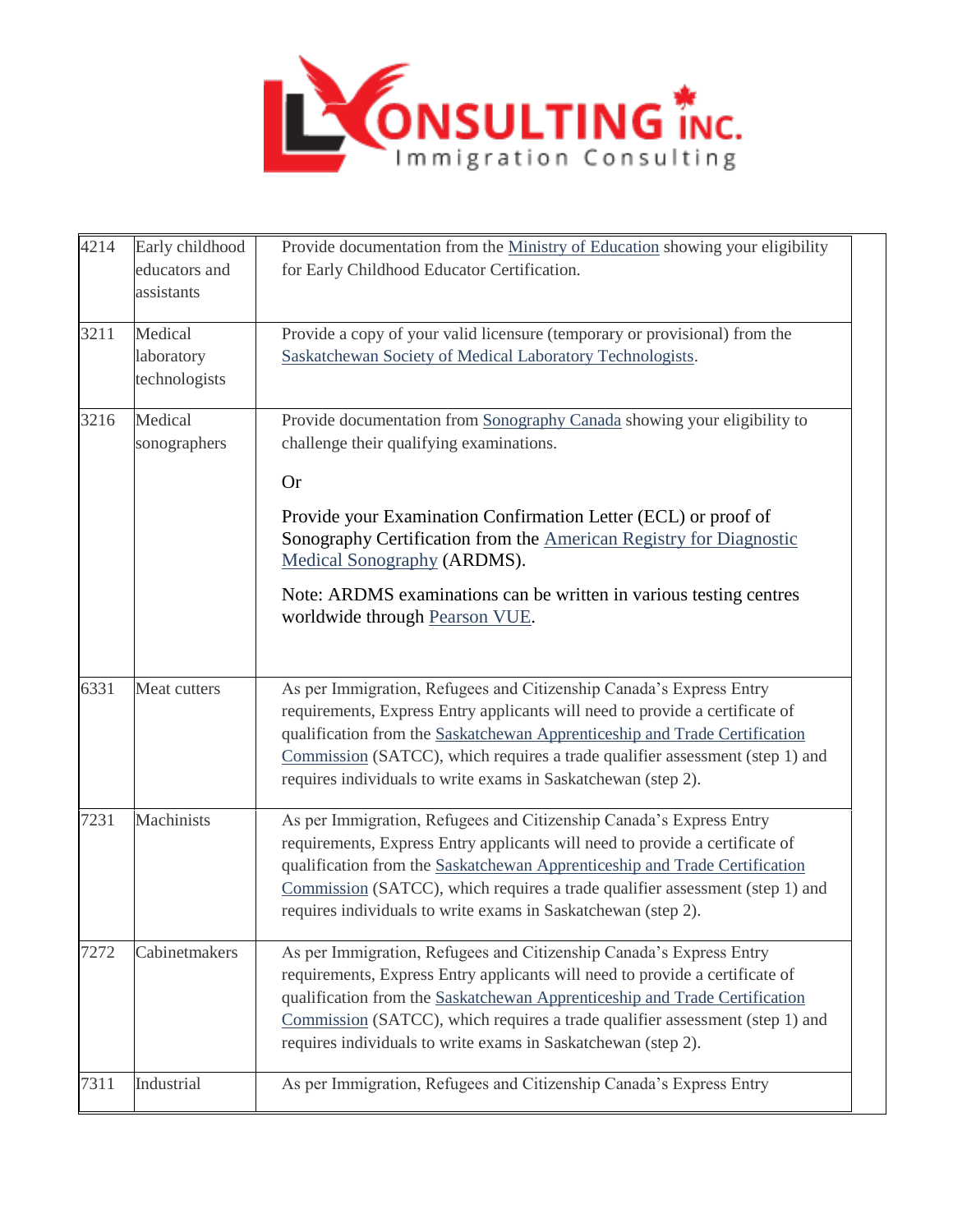| | | |
|---|---|---|
| 4214 | Early childhood educators and assistants | Provide documentation from the Ministry of Education showing your eligibility for Early Childhood Educator Certification. |
| 3211 | Medical laboratory technologists | Provide a copy of your valid licensure (temporary or provisional) from the Saskatchewan Society of Medical Laboratory Technologists. |
| 3216 | Medical sonographers | Provide documentation from Sonography Canada showing your eligibility to challenge their qualifying examinations.<br><br>Or<br><br>Provide your Examination Confirmation Letter (ECL) or proof of Sonography Certification from the American Registry for Diagnostic Medical Sonography (ARDMS).<br><br>Note: ARDMS examinations can be written in various testing centres worldwide through Pearson VUE. |
| 6331 | Meat cutters | As per Immigration, Refugees and Citizenship Canada's Express Entry requirements, Express Entry applicants will need to provide a certificate of qualification from the Saskatchewan Apprenticeship and Trade Certification Commission (SATCC), which requires a trade qualifier assessment (step 1) and requires individuals to write exams in Saskatchewan (step 2). |
| 7231 | Machinists | As per Immigration, Refugees and Citizenship Canada's Express Entry requirements, Express Entry applicants will need to provide a certificate of qualification from the Saskatchewan Apprenticeship and Trade Certification Commission (SATCC), which requires a trade qualifier assessment (step 1) and requires individuals to write exams in Saskatchewan (step 2). |
| 7272 | Cabinetmakers | As per Immigration, Refugees and Citizenship Canada's Express Entry requirements, Express Entry applicants will need to provide a certificate of qualification from the Saskatchewan Apprenticeship and Trade Certification Commission (SATCC), which requires a trade qualifier assessment (step 1) and requires individuals to write exams in Saskatchewan (step 2). |
| 7311 | Industrial | As per Immigration, Refugees and Citizenship Canada's Express Entry |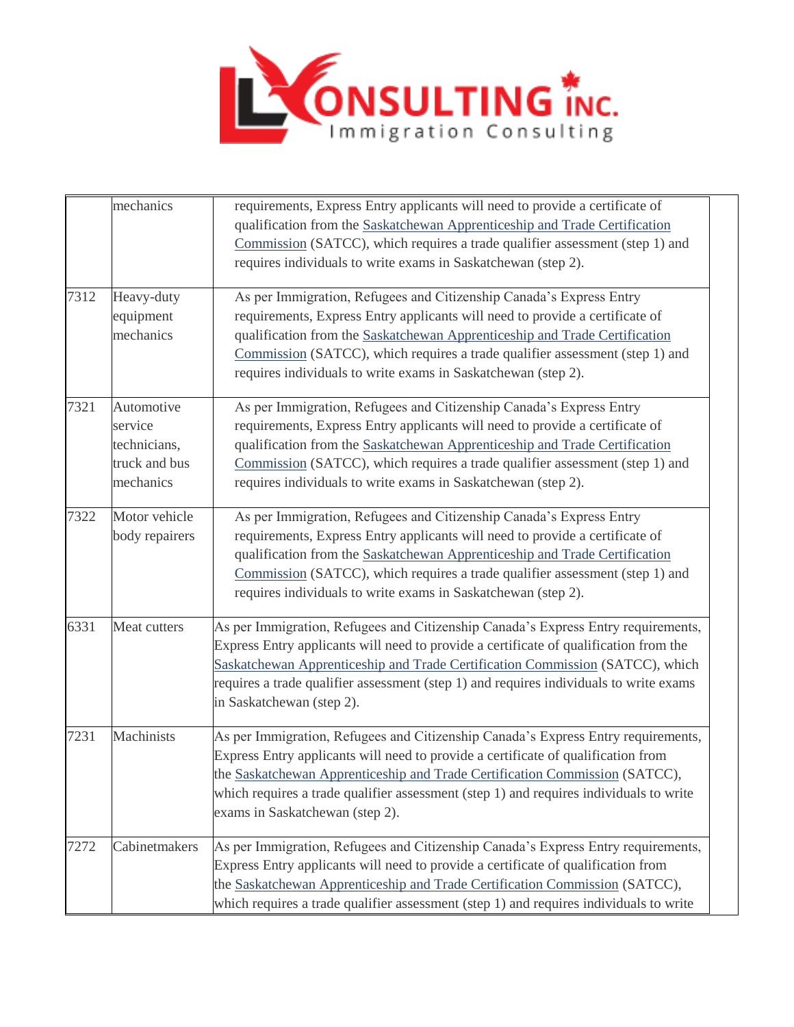|  |  |  |
|---|---|---|
|  | mechanics | requirements, Express Entry applicants will need to provide a certificate of qualification from the Saskatchewan Apprenticeship and Trade Certification Commission (SATCC), which requires a trade qualifier assessment (step 1) and requires individuals to write exams in Saskatchewan (step 2). |
| 7312 | Heavy-duty equipment mechanics | As per Immigration, Refugees and Citizenship Canada's Express Entry requirements, Express Entry applicants will need to provide a certificate of qualification from the Saskatchewan Apprenticeship and Trade Certification Commission (SATCC), which requires a trade qualifier assessment (step 1) and requires individuals to write exams in Saskatchewan (step 2). |
| 7321 | Automotive service technicians, truck and bus mechanics | As per Immigration, Refugees and Citizenship Canada's Express Entry requirements, Express Entry applicants will need to provide a certificate of qualification from the Saskatchewan Apprenticeship and Trade Certification Commission (SATCC), which requires a trade qualifier assessment (step 1) and requires individuals to write exams in Saskatchewan (step 2). |
| 7322 | Motor vehicle body repairers | As per Immigration, Refugees and Citizenship Canada's Express Entry requirements, Express Entry applicants will need to provide a certificate of qualification from the Saskatchewan Apprenticeship and Trade Certification Commission (SATCC), which requires a trade qualifier assessment (step 1) and requires individuals to write exams in Saskatchewan (step 2). |
| 6331 | Meat cutters | As per Immigration, Refugees and Citizenship Canada's Express Entry requirements, Express Entry applicants will need to provide a certificate of qualification from the Saskatchewan Apprenticeship and Trade Certification Commission (SATCC), which requires a trade qualifier assessment (step 1) and requires individuals to write exams in Saskatchewan (step 2). |
| 7231 | Machinists | As per Immigration, Refugees and Citizenship Canada's Express Entry requirements, Express Entry applicants will need to provide a certificate of qualification from the Saskatchewan Apprenticeship and Trade Certification Commission (SATCC), which requires a trade qualifier assessment (step 1) and requires individuals to write exams in Saskatchewan (step 2). |
| 7272 | Cabinetmakers | As per Immigration, Refugees and Citizenship Canada's Express Entry requirements, Express Entry applicants will need to provide a certificate of qualification from the Saskatchewan Apprenticeship and Trade Certification Commission (SATCC), which requires a trade qualifier assessment (step 1) and requires individuals to write |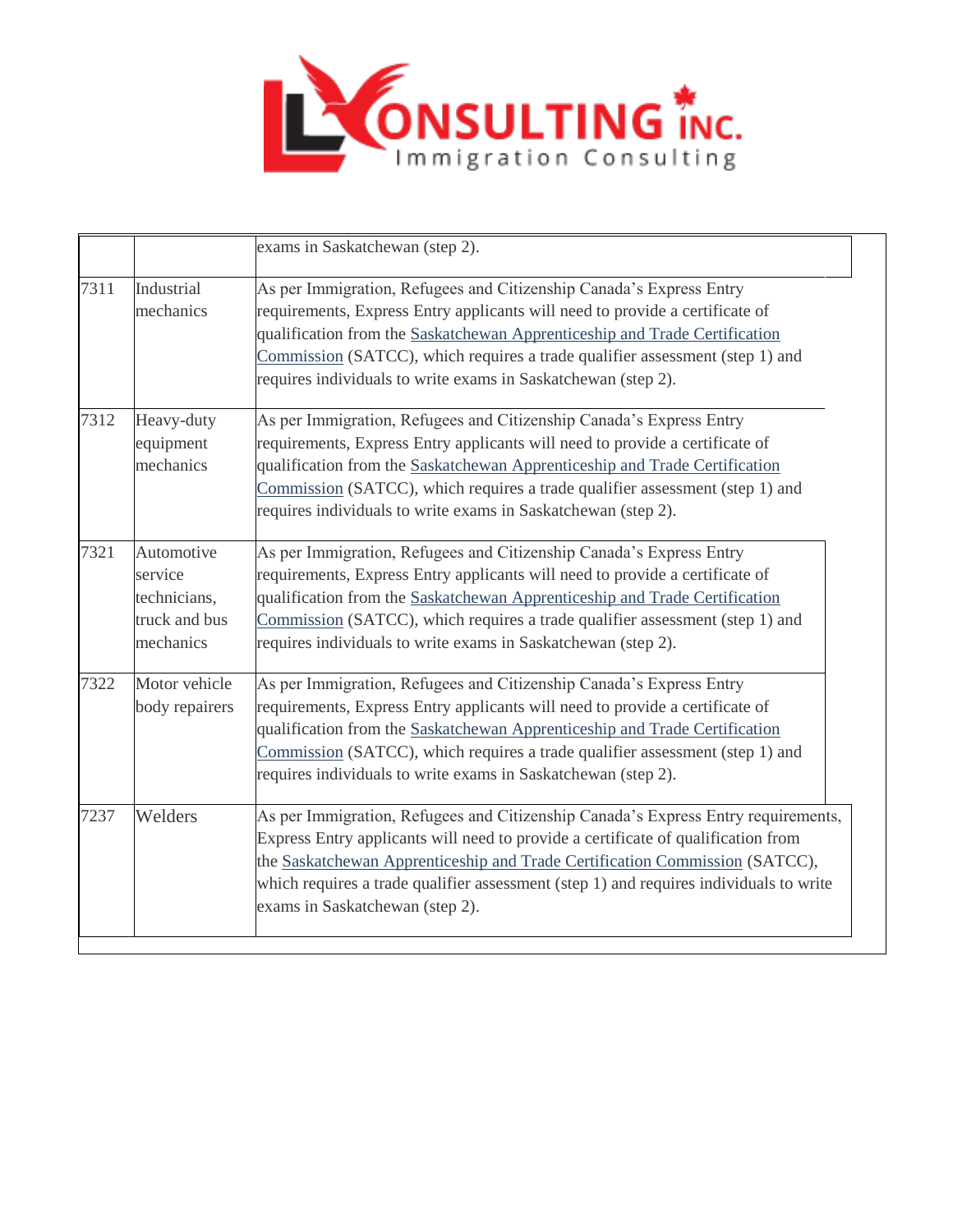| | | |
|---|---|---|
| | | exams in Saskatchewan (step 2). |
| 7311 | Industrial mechanics | As per Immigration, Refugees and Citizenship Canada's Express Entry requirements, Express Entry applicants will need to provide a certificate of qualification from the Saskatchewan Apprenticeship and Trade Certification Commission (SATCC), which requires a trade qualifier assessment (step 1) and requires individuals to write exams in Saskatchewan (step 2). |
| 7312 | Heavy-duty equipment mechanics | As per Immigration, Refugees and Citizenship Canada's Express Entry requirements, Express Entry applicants will need to provide a certificate of qualification from the Saskatchewan Apprenticeship and Trade Certification Commission (SATCC), which requires a trade qualifier assessment (step 1) and requires individuals to write exams in Saskatchewan (step 2). |
| 7321 | Automotive service technicians, truck and bus mechanics | As per Immigration, Refugees and Citizenship Canada's Express Entry requirements, Express Entry applicants will need to provide a certificate of qualification from the Saskatchewan Apprenticeship and Trade Certification Commission (SATCC), which requires a trade qualifier assessment (step 1) and requires individuals to write exams in Saskatchewan (step 2). |
| 7322 | Motor vehicle body repairers | As per Immigration, Refugees and Citizenship Canada's Express Entry requirements, Express Entry applicants will need to provide a certificate of qualification from the Saskatchewan Apprenticeship and Trade Certification Commission (SATCC), which requires a trade qualifier assessment (step 1) and requires individuals to write exams in Saskatchewan (step 2). |
| 7237 | Welders | As per Immigration, Refugees and Citizenship Canada's Express Entry requirements, Express Entry applicants will need to provide a certificate of qualification from the Saskatchewan Apprenticeship and Trade Certification Commission (SATCC), which requires a trade qualifier assessment (step 1) and requires individuals to write exams in Saskatchewan (step 2). |